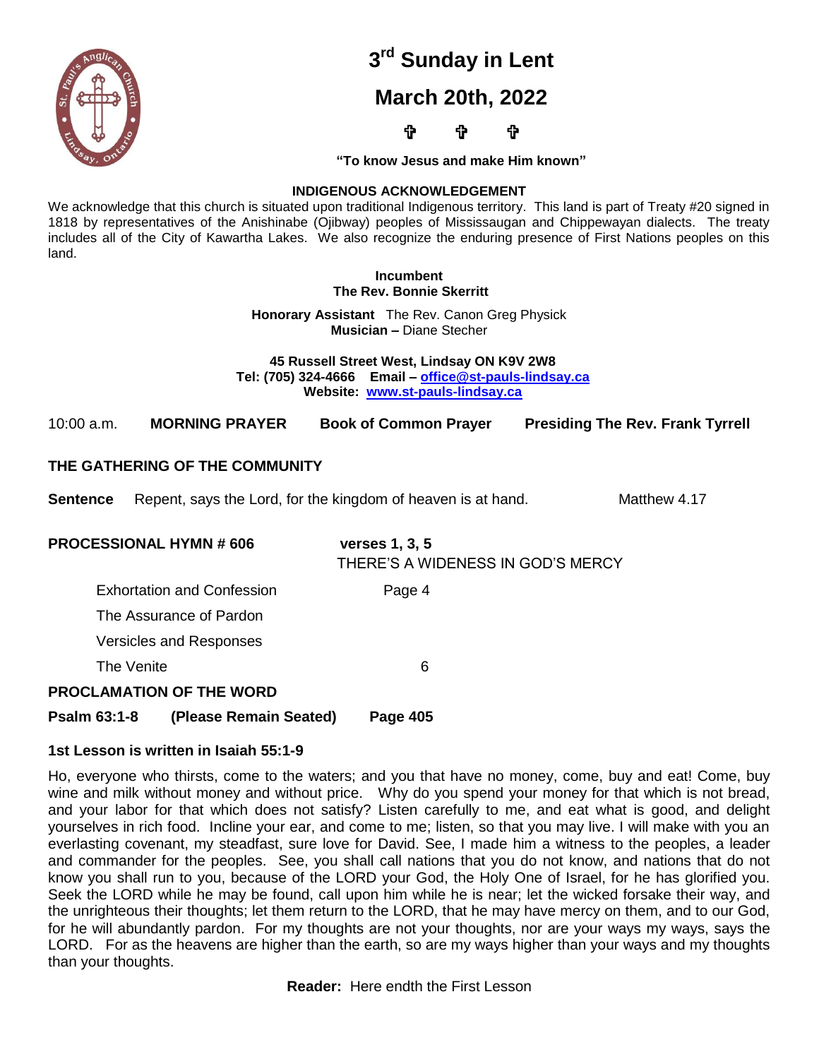# 3rd Sunday in Lent

# March 20th, 2022

✞ ✞ ✞

**"To know Jesus and make Him known"**

**INDIGENOUS ACKNOWLEDGEMENT**

We acknowledge that this church is situated upon traditional Indigenous territory. This land is part of Treaty #20 signed in 1818 by representatives of the Anishinabe (Ojibway) peoples of Mississaugan and Chippewayan dialects. The treaty includes all of the City of Kawartha Lakes. We also recognize the enduring presence of First Nations peoples on this land.

**Incumbent**
**The Rev. Bonnie Skerritt**

**Honorary Assistant** The Rev. Canon Greg Physick
**Musician –** Diane Stecher

**45 Russell Street West, Lindsay ON K9V 2W8**
**Tel: (705) 324-4666 Email – office@st-pauls-lindsay.ca**
**Website: www.st-pauls-lindsay.ca**

10:00 a.m. **MORNING PRAYER** **Book of Common Prayer** **Presiding The Rev. Frank Tyrrell**

## THE GATHERING OF THE COMMUNITY

**Sentence** Repent, says the Lord, for the kingdom of heaven is at hand. Matthew 4.17

**PROCESSIONAL HYMN # 606** **verses 1, 3, 5**
THERE'S A WIDENESS IN GOD'S MERCY

Exhortation and Confession Page 4

The Assurance of Pardon

Versicles and Responses

The Venite 6

## PROCLAMATION OF THE WORD

**Psalm 63:1-8 (Please Remain Seated) Page 405**

### 1st Lesson is written in Isaiah 55:1-9

Ho, everyone who thirsts, come to the waters; and you that have no money, come, buy and eat! Come, buy wine and milk without money and without price. Why do you spend your money for that which is not bread, and your labor for that which does not satisfy? Listen carefully to me, and eat what is good, and delight yourselves in rich food. Incline your ear, and come to me; listen, so that you may live. I will make with you an everlasting covenant, my steadfast, sure love for David. See, I made him a witness to the peoples, a leader and commander for the peoples. See, you shall call nations that you do not know, and nations that do not know you shall run to you, because of the LORD your God, the Holy One of Israel, for he has glorified you. Seek the LORD while he may be found, call upon him while he is near; let the wicked forsake their way, and the unrighteous their thoughts; let them return to the LORD, that he may have mercy on them, and to our God, for he will abundantly pardon. For my thoughts are not your thoughts, nor are your ways my ways, says the LORD. For as the heavens are higher than the earth, so are my ways higher than your ways and my thoughts than your thoughts.

**Reader:** Here endth the First Lesson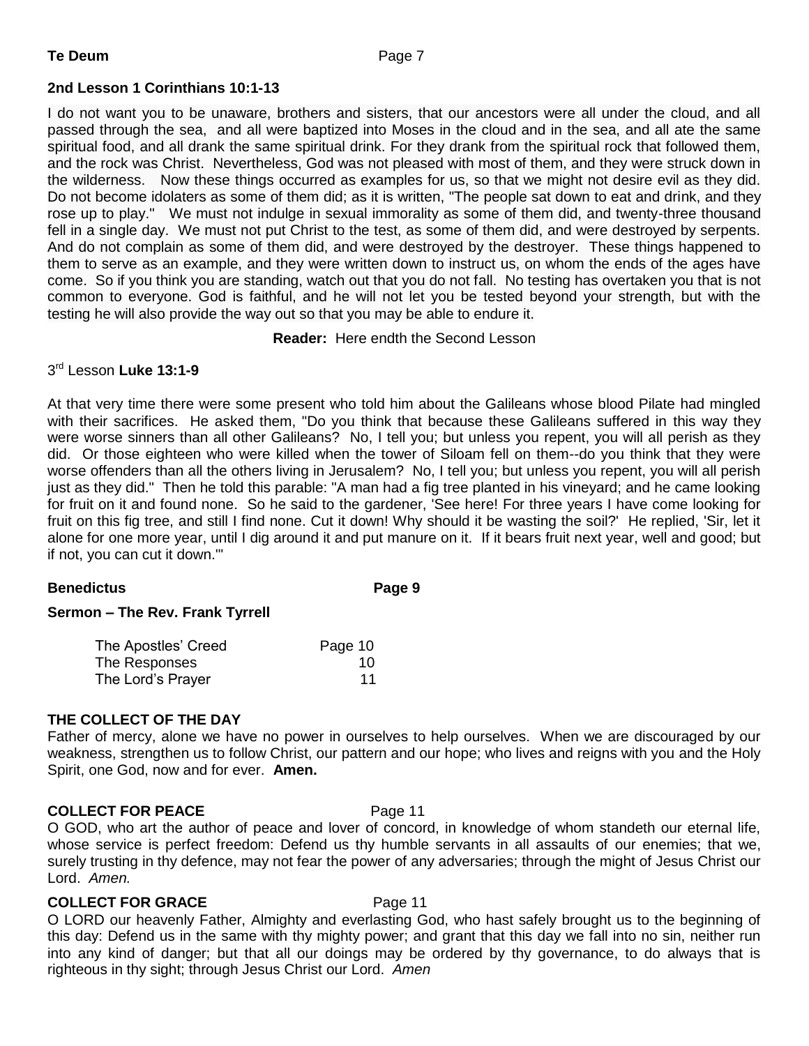**Te Deum** Page 7

**2nd Lesson 1 Corinthians 10:1-13**

I do not want you to be unaware, brothers and sisters, that our ancestors were all under the cloud, and all passed through the sea, and all were baptized into Moses in the cloud and in the sea, and all ate the same spiritual food, and all drank the same spiritual drink. For they drank from the spiritual rock that followed them, and the rock was Christ. Nevertheless, God was not pleased with most of them, and they were struck down in the wilderness. Now these things occurred as examples for us, so that we might not desire evil as they did. Do not become idolaters as some of them did; as it is written, "The people sat down to eat and drink, and they rose up to play." We must not indulge in sexual immorality as some of them did, and twenty-three thousand fell in a single day. We must not put Christ to the test, as some of them did, and were destroyed by serpents. And do not complain as some of them did, and were destroyed by the destroyer. These things happened to them to serve as an example, and they were written down to instruct us, on whom the ends of the ages have come. So if you think you are standing, watch out that you do not fall. No testing has overtaken you that is not common to everyone. God is faithful, and he will not let you be tested beyond your strength, but with the testing he will also provide the way out so that you may be able to endure it.

**Reader:** Here endth the Second Lesson

3rd Lesson **Luke 13:1-9**

At that very time there were some present who told him about the Galileans whose blood Pilate had mingled with their sacrifices. He asked them, "Do you think that because these Galileans suffered in this way they were worse sinners than all other Galileans? No, I tell you; but unless you repent, you will all perish as they did. Or those eighteen who were killed when the tower of Siloam fell on them--do you think that they were worse offenders than all the others living in Jerusalem? No, I tell you; but unless you repent, you will all perish just as they did." Then he told this parable: "A man had a fig tree planted in his vineyard; and he came looking for fruit on it and found none. So he said to the gardener, 'See here! For three years I have come looking for fruit on this fig tree, and still I find none. Cut it down! Why should it be wasting the soil?' He replied, 'Sir, let it alone for one more year, until I dig around it and put manure on it. If it bears fruit next year, well and good; but if not, you can cut it down.'"

**Benedictus** **Page 9**

**Sermon – The Rev. Frank Tyrrell**

| | |
|---|---|
| The Apostles' Creed | Page 10 |
| The Responses | 10 |
| The Lord's Prayer | 11 |

**THE COLLECT OF THE DAY**

Father of mercy, alone we have no power in ourselves to help ourselves. When we are discouraged by our weakness, strengthen us to follow Christ, our pattern and our hope; who lives and reigns with you and the Holy Spirit, one God, now and for ever. **Amen.**

**COLLECT FOR PEACE** Page 11

O GOD, who art the author of peace and lover of concord, in knowledge of whom standeth our eternal life, whose service is perfect freedom: Defend us thy humble servants in all assaults of our enemies; that we, surely trusting in thy defence, may not fear the power of any adversaries; through the might of Jesus Christ our Lord. *Amen.*

**COLLECT FOR GRACE** Page 11

O LORD our heavenly Father, Almighty and everlasting God, who hast safely brought us to the beginning of this day: Defend us in the same with thy mighty power; and grant that this day we fall into no sin, neither run into any kind of danger; but that all our doings may be ordered by thy governance, to do always that is righteous in thy sight; through Jesus Christ our Lord. *Amen*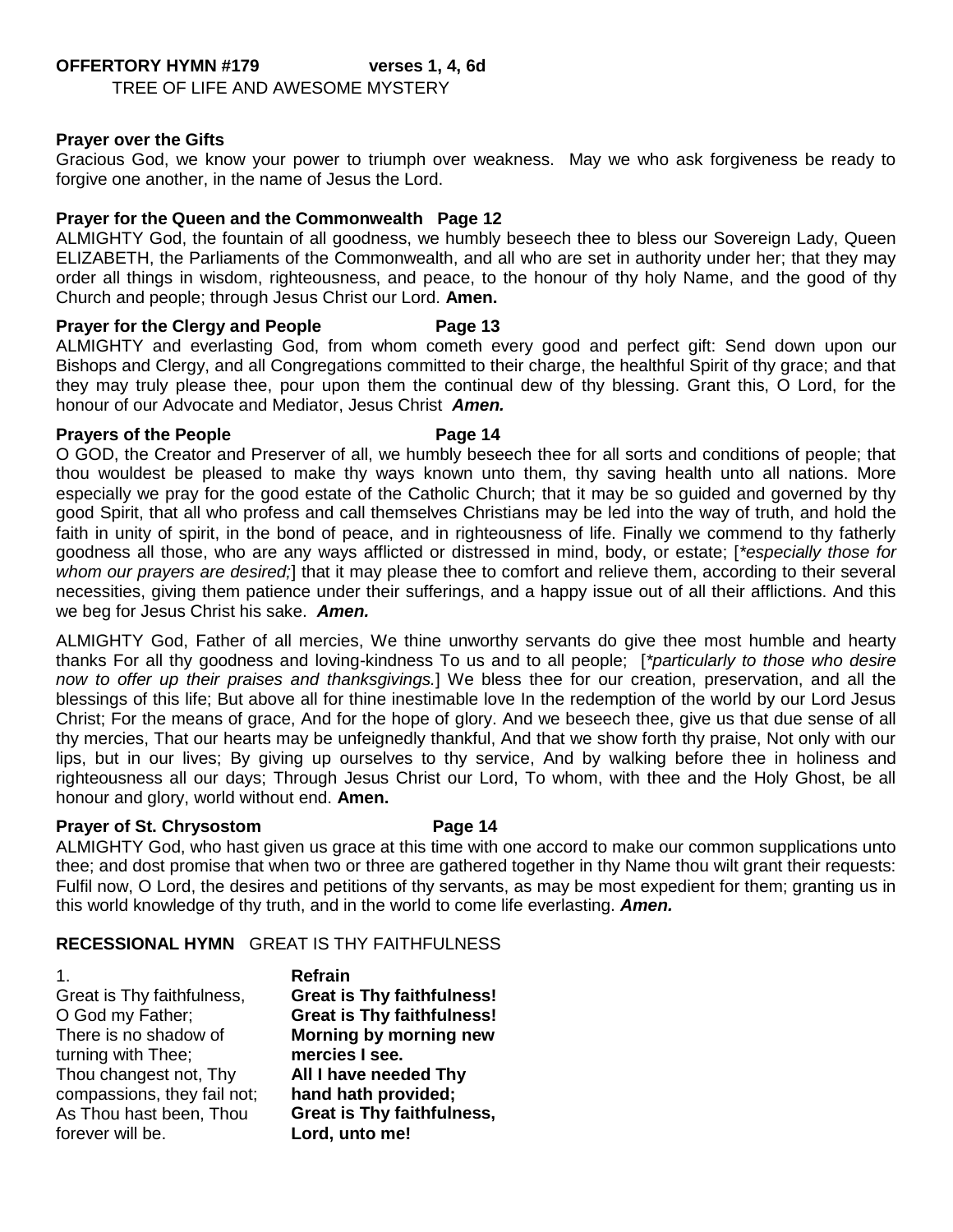**OFFERTORY HYMN #179 verses 1, 4, 6d**
TREE OF LIFE AND AWESOME MYSTERY

**Prayer over the Gifts**
Gracious God, we know your power to triumph over weakness. May we who ask forgiveness be ready to forgive one another, in the name of Jesus the Lord.

**Prayer for the Queen and the Commonwealth Page 12**
ALMIGHTY God, the fountain of all goodness, we humbly beseech thee to bless our Sovereign Lady, Queen ELIZABETH, the Parliaments of the Commonwealth, and all who are set in authority under her; that they may order all things in wisdom, righteousness, and peace, to the honour of thy holy Name, and the good of thy Church and people; through Jesus Christ our Lord. **Amen.**

**Prayer for the Clergy and People Page 13**
ALMIGHTY and everlasting God, from whom cometh every good and perfect gift: Send down upon our Bishops and Clergy, and all Congregations committed to their charge, the healthful Spirit of thy grace; and that they may truly please thee, pour upon them the continual dew of thy blessing. Grant this, O Lord, for the honour of our Advocate and Mediator, Jesus Christ ***Amen.***

**Prayers of the People Page 14**
O GOD, the Creator and Preserver of all, we humbly beseech thee for all sorts and conditions of people; that thou wouldest be pleased to make thy ways known unto them, thy saving health unto all nations. More especially we pray for the good estate of the Catholic Church; that it may be so guided and governed by thy good Spirit, that all who profess and call themselves Christians may be led into the way of truth, and hold the faith in unity of spirit, in the bond of peace, and in righteousness of life. Finally we commend to thy fatherly goodness all those, who are any ways afflicted or distressed in mind, body, or estate; [*\*especially those for whom our prayers are desired;*] that it may please thee to comfort and relieve them, according to their several necessities, giving them patience under their sufferings, and a happy issue out of all their afflictions. And this we beg for Jesus Christ his sake. ***Amen.***

ALMIGHTY God, Father of all mercies, We thine unworthy servants do give thee most humble and hearty thanks For all thy goodness and loving-kindness To us and to all people; [*\*particularly to those who desire now to offer up their praises and thanksgivings.*] We bless thee for our creation, preservation, and all the blessings of this life; But above all for thine inestimable love In the redemption of the world by our Lord Jesus Christ; For the means of grace, And for the hope of glory. And we beseech thee, give us that due sense of all thy mercies, That our hearts may be unfeignedly thankful, And that we show forth thy praise, Not only with our lips, but in our lives; By giving up ourselves to thy service, And by walking before thee in holiness and righteousness all our days; Through Jesus Christ our Lord, To whom, with thee and the Holy Ghost, be all honour and glory, world without end. **Amen.**

**Prayer of St. Chrysostom Page 14**
ALMIGHTY God, who hast given us grace at this time with one accord to make our common supplications unto thee; and dost promise that when two or three are gathered together in thy Name thou wilt grant their requests: Fulfil now, O Lord, the desires and petitions of thy servants, as may be most expedient for them; granting us in this world knowledge of thy truth, and in the world to come life everlasting. ***Amen.***

**RECESSIONAL HYMN** GREAT IS THY FAITHFULNESS

1.
Great is Thy faithfulness,
O God my Father;
There is no shadow of
turning with Thee;
Thou changest not, Thy
compassions, they fail not;
As Thou hast been, Thou
forever will be.

**Refrain**
**Great is Thy faithfulness!**
**Great is Thy faithfulness!**
**Morning by morning new**
**mercies I see.**
**All I have needed Thy**
**hand hath provided;**
**Great is Thy faithfulness,**
**Lord, unto me!**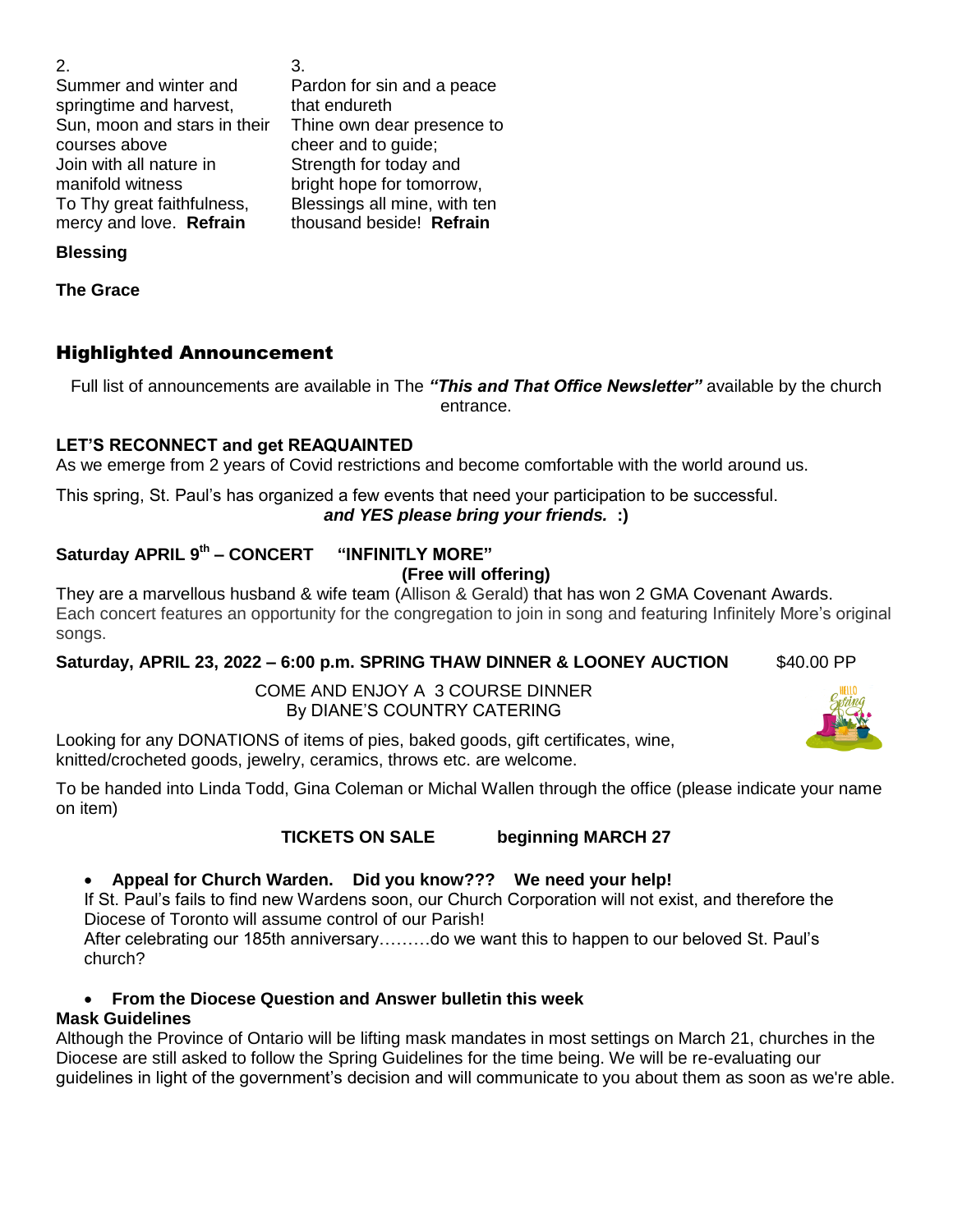2.

Summer and winter and springtime and harvest,
Sun, moon and stars in their courses above
Join with all nature in manifold witness
To Thy great faithfulness, mercy and love. **Refrain**

3.

Pardon for sin and a peace that endureth
Thine own dear presence to cheer and to guide;
Strength for today and bright hope for tomorrow,
Blessings all mine, with ten thousand beside! **Refrain**

**Blessing**

**The Grace**

## Highlighted Announcement

Full list of announcements are available in The ***"This and That Office Newsletter"*** available by the church entrance.

**LET'S RECONNECT and get REAQUAINTED**

As we emerge from 2 years of Covid restrictions and become comfortable with the world around us.

This spring, St. Paul's has organized a few events that need your participation to be successful.

***and YES please bring your friends.* :)**

**Saturday APRIL 9th – CONCERT "INFINITLY MORE"**

**(Free will offering)**

They are a marvellous husband & wife team (Allison & Gerald) that has won 2 GMA Covenant Awards. Each concert features an opportunity for the congregation to join in song and featuring Infinitely More's original songs.

**Saturday, APRIL 23, 2022 – 6:00 p.m. SPRING THAW DINNER & LOONEY AUCTION** $40.00 PP

COME AND ENJOY A 3 COURSE DINNER
By DIANE'S COUNTRY CATERING

Looking for any DONATIONS of items of pies, baked goods, gift certificates, wine, knitted/crocheted goods, jewelry, ceramics, throws etc. are welcome.

To be handed into Linda Todd, Gina Coleman or Michal Wallen through the office (please indicate your name on item)

**TICKETS ON SALE beginning MARCH 27**

- **Appeal for Church Warden. Did you know??? We need your help!**
  If St. Paul's fails to find new Wardens soon, our Church Corporation will not exist, and therefore the Diocese of Toronto will assume control of our Parish!
  After celebrating our 185th anniversary………do we want this to happen to our beloved St. Paul's church?

- **From the Diocese Question and Answer bulletin this week**

**Mask Guidelines**

Although the Province of Ontario will be lifting mask mandates in most settings on March 21, churches in the Diocese are still asked to follow the Spring Guidelines for the time being. We will be re-evaluating our guidelines in light of the government's decision and will communicate to you about them as soon as we're able.